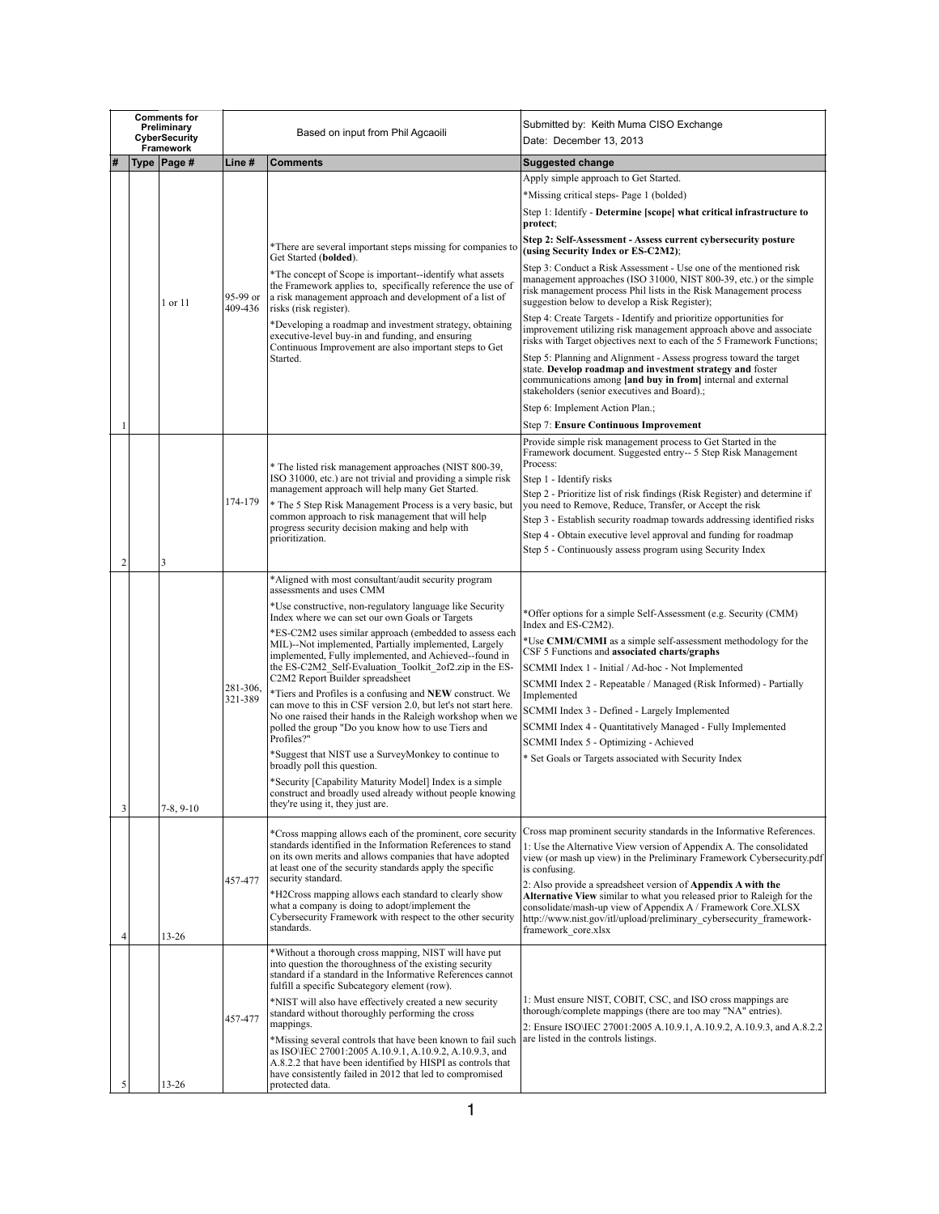| Comments for Preliminary CyberSecurity Framework | | | Based on input from Phil Agcaoili | | Submitted by: Keith Muma CISO Exchange<br>Date: December 13, 2013 |
|---|---|---|---|---|---|
| # | Type | Page # | Line # | Comments | Suggested change |
| 1 | | 1 or 11 | 95-99 or 409-436 | *There are several important steps missing for companies to Get Started (**bolded**).<br>*The concept of Scope is important--identify what assets the Framework applies to, specifically reference the use of a risk management approach and development of a list of risks (risk register).<br>*Developing a roadmap and investment strategy, obtaining executive-level buy-in and funding, and ensuring Continuous Improvement are also important steps to Get Started. | Apply simple approach to Get Started.<br>*Missing critical steps- Page 1 (bolded)<br>Step 1: Identify - **Determine [scope] what critical infrastructure to protect**;<br>**Step 2: Self-Assessment - Assess current cybersecurity posture (using Security Index or ES-C2M2)**;<br>Step 3: Conduct a Risk Assessment - Use one of the mentioned risk management approaches (ISO 31000, NIST 800-39, etc.) or the simple risk management process Phil lists in the Risk Management process suggestion below to develop a Risk Register);<br>Step 4: Create Targets - Identify and prioritize opportunities for improvement utilizing risk management approach above and associate risks with Target objectives next to each of the 5 Framework Functions;<br>Step 5: Planning and Alignment - Assess progress toward the target state. **Develop roadmap and investment strategy and** foster communications among **[and buy in from]** internal and external stakeholders (senior executives and Board).;<br>Step 6: Implement Action Plan.;<br>Step 7: **Ensure Continuous Improvement** |
| 2 | | 3 | 174-179 | * The listed risk management approaches (NIST 800-39, ISO 31000, etc.) are not trivial and providing a simple risk management approach will help many Get Started.<br>* The 5 Step Risk Management Process is a very basic, but common approach to risk management that will help progress security decision making and help with prioritization. | Provide simple risk management process to Get Started in the Framework document. Suggested entry-- 5 Step Risk Management Process:<br>Step 1 - Identify risks<br>Step 2 - Prioritize list of risk findings (Risk Register) and determine if you need to Remove, Reduce, Transfer, or Accept the risk<br>Step 3 - Establish security roadmap towards addressing identified risks<br>Step 4 - Obtain executive level approval and funding for roadmap<br>Step 5 - Continuously assess program using Security Index |
| 3 | | 7-8, 9-10 | 281-306, 321-389 | *Aligned with most consultant/audit security program assessments and uses CMM<br>*Use constructive, non-regulatory language like Security Index where we can set our own Goals or Targets<br>*ES-C2M2 uses similar approach (embedded to assess each MIL)--Not implemented, Partially implemented, Largely implemented, Fully implemented, and Achieved--found in the ES-C2M2_Self-Evaluation_Toolkit_2of2.zip in the ES-C2M2 Report Builder spreadsheet<br>*Tiers and Profiles is a confusing and **NEW** construct. We can move to this in CSF version 2.0, but let's not start here. No one raised their hands in the Raleigh workshop when we polled the group "Do you know how to use Tiers and Profiles?"<br>*Suggest that NIST use a SurveyMonkey to continue to broadly poll this question.<br>*Security [Capability Maturity Model] Index is a simple construct and broadly used already without people knowing they're using it, they just are. | *Offer options for a simple Self-Assessment (e.g. Security (CMM) Index and ES-C2M2).<br>*Use **CMM/CMMI** as a simple self-assessment methodology for the CSF 5 Functions and **associated charts/graphs**<br>SCMMI Index 1 - Initial / Ad-hoc - Not Implemented<br>SCMMI Index 2 - Repeatable / Managed (Risk Informed) - Partially Implemented<br>SCMMI Index 3 - Defined - Largely Implemented<br>SCMMI Index 4 - Quantitatively Managed - Fully Implemented<br>SCMMI Index 5 - Optimizing - Achieved<br>* Set Goals or Targets associated with Security Index |
| 4 | | 13-26 | 457-477 | *Cross mapping allows each of the prominent, core security standards identified in the Information References to stand on its own merits and allows companies that have adopted at least one of the security standards apply the specific security standard.<br>*H2Cross mapping allows each standard to clearly show what a company is doing to adopt/implement the Cybersecurity Framework with respect to the other security standards. | Cross map prominent security standards in the Informative References.<br>1: Use the Alternative View version of Appendix A. The consolidated view (or mash up view) in the Preliminary Framework Cybersecurity.pdf is confusing.<br>2: Also provide a spreadsheet version of **Appendix A with the Alternative View** similar to what you released prior to Raleigh for the consolidate/mash-up view of Appendix A / Framework Core.XLSX http://www.nist.gov/itl/upload/preliminary_cybersecurity_framework-framework_core.xlsx |
| 5 | | 13-26 | 457-477 | *Without a thorough cross mapping, NIST will have put into question the thoroughness of the existing security standard if a standard in the Informative References cannot fulfill a specific Subcategory element (row).<br>*NIST will also have effectively created a new security standard without thoroughly performing the cross mappings.<br>*Missing several controls that have been known to fail such as ISO\IEC 27001:2005 A.10.9.1, A.10.9.2, A.10.9.3, and A.8.2.2 that have been identified by HISPI as controls that have consistently failed in 2012 that led to compromised protected data. | 1: Must ensure NIST, COBIT, CSC, and ISO cross mappings are thorough/complete mappings (there are too may "NA" entries).<br>2: Ensure ISO\IEC 27001:2005 A.10.9.1, A.10.9.2, A.10.9.3, and A.8.2.2 are listed in the controls listings. |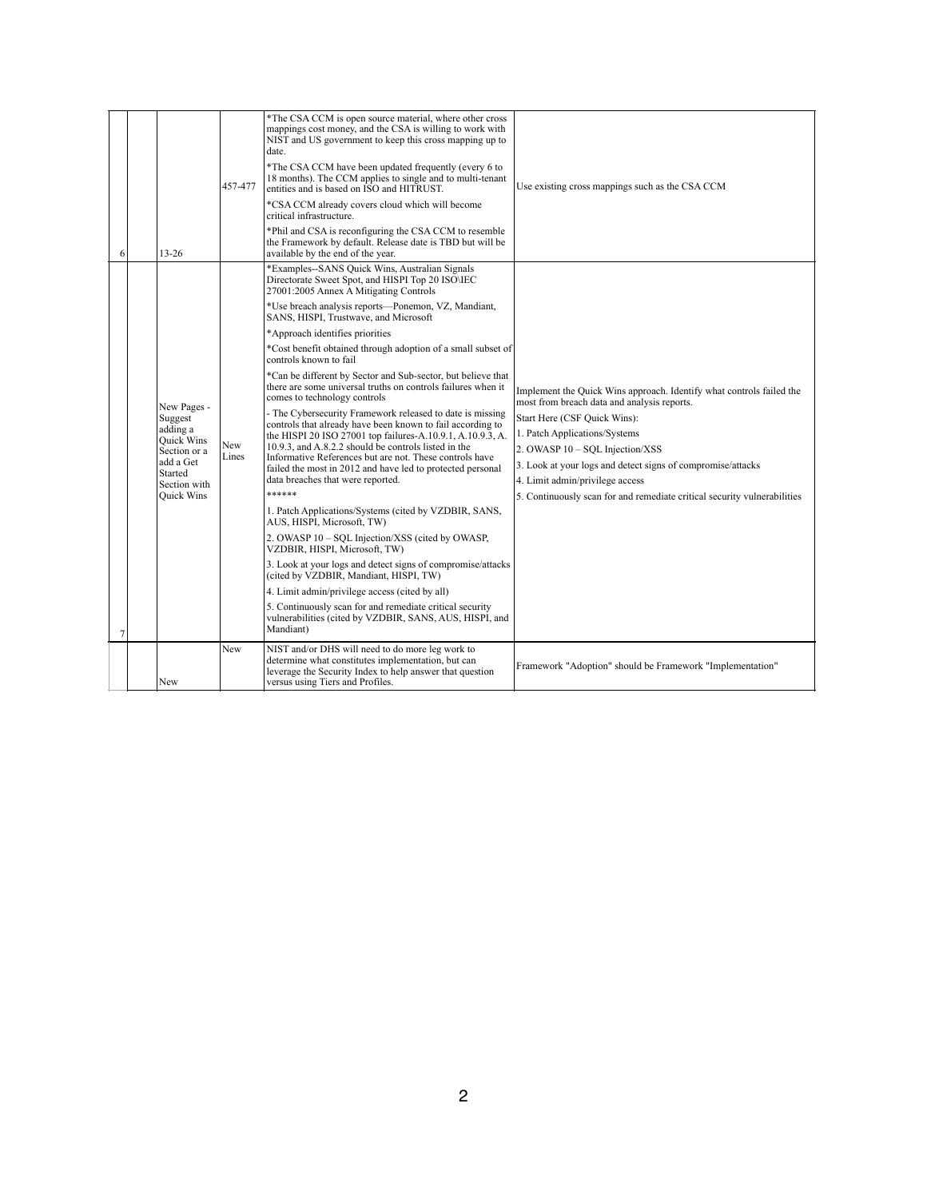| | | | | | |
|---|---|---|---|---|---|
| 6 | | 13-26 | 457-477 | *The CSA CCM is open source material, where other cross mappings cost money, and the CSA is willing to work with NIST and US government to keep this cross mapping up to date.<br>*The CSA CCM have been updated frequently (every 6 to 18 months). The CCM applies to single and to multi-tenant entities and is based on ISO and HITRUST.<br>*CSA CCM already covers cloud which will become critical infrastructure.<br>*Phil and CSA is reconfiguring the CSA CCM to resemble the Framework by default. Release date is TBD but will be available by the end of the year. | Use existing cross mappings such as the CSA CCM |
| 7 | | New Pages - Suggest adding a Quick Wins Section or a add a Get Started Section with Quick Wins | New Lines | *Examples--SANS Quick Wins, Australian Signals Directorate Sweet Spot, and HISPI Top 20 ISO\IEC 27001:2005 Annex A Mitigating Controls<br>*Use breach analysis reports—Ponemon, VZ, Mandiant, SANS, HISPI, Trustwave, and Microsoft<br>*Approach identifies priorities<br>*Cost benefit obtained through adoption of a small subset of controls known to fail<br>*Can be different by Sector and Sub-sector, but believe that there are some universal truths on controls failures when it comes to technology controls<br>- The Cybersecurity Framework released to date is missing controls that already have been known to fail according to the HISPI 20 ISO 27001 top failures-A.10.9.1, A.10.9.3, A. 10.9.3, and A.8.2.2 should be controls listed in the Informative References but are not. These controls have failed the most in 2012 and have led to protected personal data breaches that were reported.<br>******<br>1. Patch Applications/Systems (cited by VZDBIR, SANS, AUS, HISPI, Microsoft, TW)<br>2. OWASP 10 – SQL Injection/XSS (cited by OWASP, VZDBIR, HISPI, Microsoft, TW)<br>3. Look at your logs and detect signs of compromise/attacks (cited by VZDBIR, Mandiant, HISPI, TW)<br>4. Limit admin/privilege access (cited by all)<br>5. Continuously scan for and remediate critical security vulnerabilities (cited by VZDBIR, SANS, AUS, HISPI, and Mandiant) | Implement the Quick Wins approach. Identify what controls failed the most from breach data and analysis reports.<br>Start Here (CSF Quick Wins):<br>1. Patch Applications/Systems<br>2. OWASP 10 – SQL Injection/XSS<br>3. Look at your logs and detect signs of compromise/attacks<br>4. Limit admin/privilege access<br>5. Continuously scan for and remediate critical security vulnerabilities |
| | | New | New | NIST and/or DHS will need to do more leg work to determine what constitutes implementation, but can leverage the Security Index to help answer that question versus using Tiers and Profiles. | Framework "Adoption" should be Framework "Implementation" |